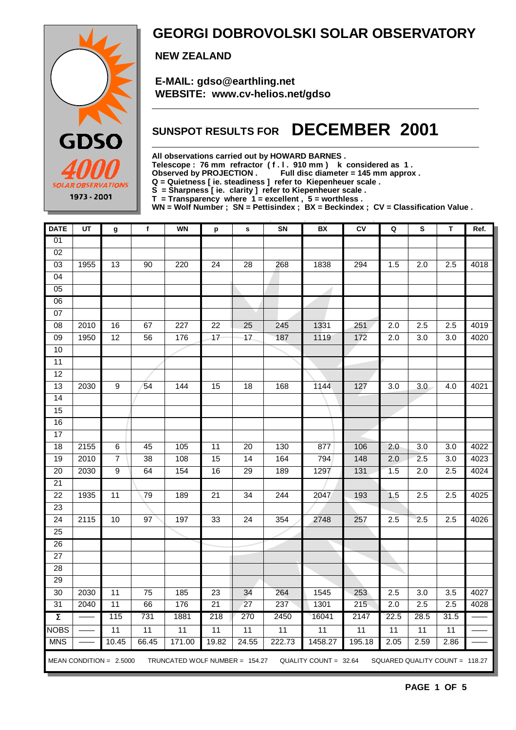GDSO
4000
SOLAR OBSERVATIONS
1973 - 2001

# GEORGI DOBROVOLSKI SOLAR OBSERVATORY

**NEW ZEALAND**

**E-MAIL: gdso@earthling.net**
**WEBSITE: www.cv-helios.net/gdso**

## SUNSPOT RESULTS FOR DECEMBER 2001

**All observations carried out by HOWARD BARNES .**
**Telescope : 76 mm refractor ( f . l . 910 mm ) k considered as 1 .**
**Observed by PROJECTION . Full disc diameter = 145 mm approx .**
**Q = Quietness [ ie. steadiness ] refer to Kiepenheuer scale .**
**S = Sharpness [ ie. clarity ] refer to Kiepenheuer scale .**
**T = Transparency where 1 = excellent , 5 = worthless .**
**WN = Wolf Number ; SN = Pettisindex ; BX = Beckindex ; CV = Classification Value .**

| DATE | UT | g | f | WN | p | s | SN | BX | CV | Q | S | T | Ref. |
|---|---|---|---|---|---|---|---|---|---|---|---|---|---|
| 01 | | | | | | | | | | | | | |
| 02 | | | | | | | | | | | | | |
| 03 | 1955 | 13 | 90 | 220 | 24 | 28 | 268 | 1838 | 294 | 1.5 | 2.0 | 2.5 | 4018 |
| 04 | | | | | | | | | | | | | |
| 05 | | | | | | | | | | | | | |
| 06 | | | | | | | | | | | | | |
| 07 | | | | | | | | | | | | | |
| 08 | 2010 | 16 | 67 | 227 | 22 | 25 | 245 | 1331 | 251 | 2.0 | 2.5 | 2.5 | 4019 |
| 09 | 1950 | 12 | 56 | 176 | 17 | 17 | 187 | 1119 | 172 | 2.0 | 3.0 | 3.0 | 4020 |
| 10 | | | | | | | | | | | | | |
| 11 | | | | | | | | | | | | | |
| 12 | | | | | | | | | | | | | |
| 13 | 2030 | 9 | 54 | 144 | 15 | 18 | 168 | 1144 | 127 | 3.0 | 3.0 | 4.0 | 4021 |
| 14 | | | | | | | | | | | | | |
| 15 | | | | | | | | | | | | | |
| 16 | | | | | | | | | | | | | |
| 17 | | | | | | | | | | | | | |
| 18 | 2155 | 6 | 45 | 105 | 11 | 20 | 130 | 877 | 106 | 2.0 | 3.0 | 3.0 | 4022 |
| 19 | 2010 | 7 | 38 | 108 | 15 | 14 | 164 | 794 | 148 | 2.0 | 2.5 | 3.0 | 4023 |
| 20 | 2030 | 9 | 64 | 154 | 16 | 29 | 189 | 1297 | 131 | 1.5 | 2.0 | 2.5 | 4024 |
| 21 | | | | | | | | | | | | | |
| 22 | 1935 | 11 | 79 | 189 | 21 | 34 | 244 | 2047 | 193 | 1.5 | 2.5 | 2.5 | 4025 |
| 23 | | | | | | | | | | | | | |
| 24 | 2115 | 10 | 97 | 197 | 33 | 24 | 354 | 2748 | 257 | 2.5 | 2.5 | 2.5 | 4026 |
| 25 | | | | | | | | | | | | | |
| 26 | | | | | | | | | | | | | |
| 27 | | | | | | | | | | | | | |
| 28 | | | | | | | | | | | | | |
| 29 | | | | | | | | | | | | | |
| 30 | 2030 | 11 | 75 | 185 | 23 | 34 | 264 | 1545 | 253 | 2.5 | 3.0 | 3.5 | 4027 |
| 31 | 2040 | 11 | 66 | 176 | 21 | 27 | 237 | 1301 | 215 | 2.0 | 2.5 | 2.5 | 4028 |
| Σ | —— | 115 | 731 | 1881 | 218 | 270 | 2450 | 16041 | 2147 | 22.5 | 28.5 | 31.5 | —— |
| NOBS | —— | 11 | 11 | 11 | 11 | 11 | 11 | 11 | 11 | 11 | 11 | 11 | —— |
| MNS | —— | 10.45 | 66.45 | 171.00 | 19.82 | 24.55 | 222.73 | 1458.27 | 195.18 | 2.05 | 2.59 | 2.86 | —— |

MEAN CONDITION = 2.5000 TRUNCATED WOLF NUMBER = 154.27 QUALITY COUNT = 32.64 SQUARED QUALITY COUNT = 118.27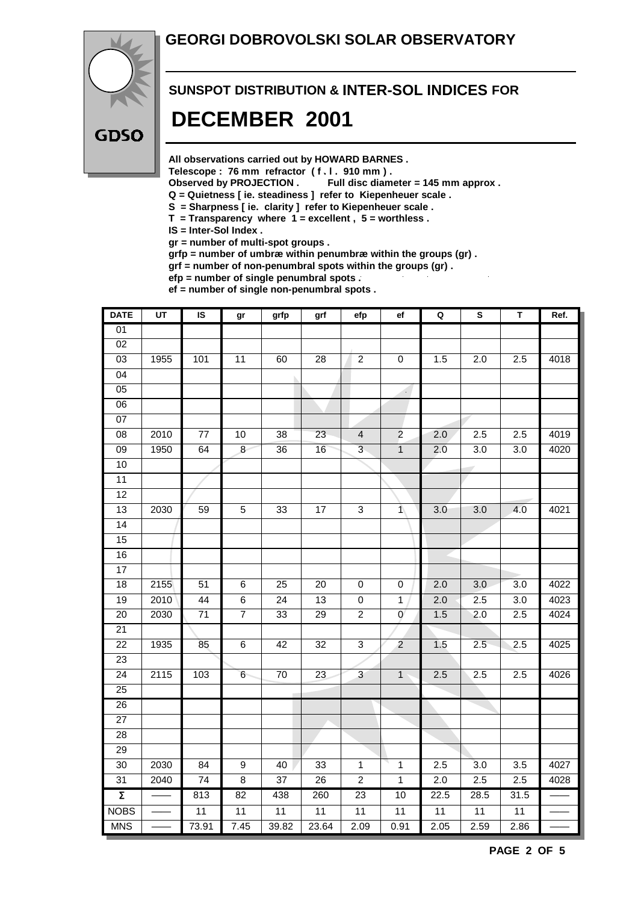# GEORGI DOBROVOLSKI SOLAR OBSERVATORY

GDSO

## SUNSPOT DISTRIBUTION & INTER-SOL INDICES FOR

# DECEMBER 2001

**All observations carried out by HOWARD BARNES .**
**Telescope : 76 mm refractor ( f . l . 910 mm ) .**
**Observed by PROJECTION . Full disc diameter = 145 mm approx .**
**Q = Quietness [ ie. steadiness ] refer to Kiepenheuer scale .**
**S = Sharpness [ ie. clarity ] refer to Kiepenheuer scale .**
**T = Transparency where 1 = excellent , 5 = worthless .**
**IS = Inter-Sol Index .**
**gr = number of multi-spot groups .**
**grfp = number of umbræ within penumbræ within the groups (gr) .**
**grf = number of non-penumbral spots within the groups (gr) .**
**efp = number of single penumbral spots .**
**ef = number of single non-penumbral spots .**

| DATE | UT | IS | gr | grfp | grf | efp | ef | Q | S | T | Ref. |
|---|---|---|---|---|---|---|---|---|---|---|---|
| 01 | | | | | | | | | | | |
| 02 | | | | | | | | | | | |
| 03 | 1955 | 101 | 11 | 60 | 28 | 2 | 0 | 1.5 | 2.0 | 2.5 | 4018 |
| 04 | | | | | | | | | | | |
| 05 | | | | | | | | | | | |
| 06 | | | | | | | | | | | |
| 07 | | | | | | | | | | | |
| 08 | 2010 | 77 | 10 | 38 | 23 | 4 | 2 | 2.0 | 2.5 | 2.5 | 4019 |
| 09 | 1950 | 64 | 8 | 36 | 16 | 3 | 1 | 2.0 | 3.0 | 3.0 | 4020 |
| 10 | | | | | | | | | | | |
| 11 | | | | | | | | | | | |
| 12 | | | | | | | | | | | |
| 13 | 2030 | 59 | 5 | 33 | 17 | 3 | 1 | 3.0 | 3.0 | 4.0 | 4021 |
| 14 | | | | | | | | | | | |
| 15 | | | | | | | | | | | |
| 16 | | | | | | | | | | | |
| 17 | | | | | | | | | | | |
| 18 | 2155 | 51 | 6 | 25 | 20 | 0 | 0 | 2.0 | 3.0 | 3.0 | 4022 |
| 19 | 2010 | 44 | 6 | 24 | 13 | 0 | 1 | 2.0 | 2.5 | 3.0 | 4023 |
| 20 | 2030 | 71 | 7 | 33 | 29 | 2 | 0 | 1.5 | 2.0 | 2.5 | 4024 |
| 21 | | | | | | | | | | | |
| 22 | 1935 | 85 | 6 | 42 | 32 | 3 | 2 | 1.5 | 2.5 | 2.5 | 4025 |
| 23 | | | | | | | | | | | |
| 24 | 2115 | 103 | 6 | 70 | 23 | 3 | 1 | 2.5 | 2.5 | 2.5 | 4026 |
| 25 | | | | | | | | | | | |
| 26 | | | | | | | | | | | |
| 27 | | | | | | | | | | | |
| 28 | | | | | | | | | | | |
| 29 | | | | | | | | | | | |
| 30 | 2030 | 84 | 9 | 40 | 33 | 1 | 1 | 2.5 | 3.0 | 3.5 | 4027 |
| 31 | 2040 | 74 | 8 | 37 | 26 | 2 | 1 | 2.0 | 2.5 | 2.5 | 4028 |
| Σ | —— | 813 | 82 | 438 | 260 | 23 | 10 | 22.5 | 28.5 | 31.5 | —— |
| NOBS | —— | 11 | 11 | 11 | 11 | 11 | 11 | 11 | 11 | 11 | —— |
| MNS | —— | 73.91 | 7.45 | 39.82 | 23.64 | 2.09 | 0.91 | 2.05 | 2.59 | 2.86 | —— |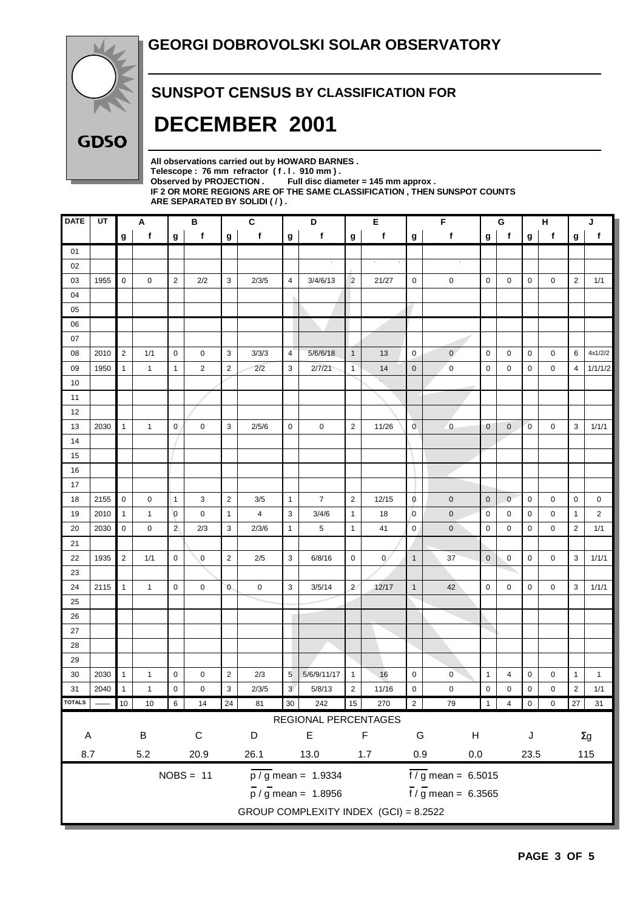# GEORGI DOBROVOLSKI SOLAR OBSERVATORY

## SUNSPOT CENSUS BY CLASSIFICATION FOR

# DECEMBER 2001

GDSO

**All observations carried out by HOWARD BARNES .**
**Telescope : 76 mm refractor ( f . l . 910 mm ) .**
**Observed by PROJECTION . Full disc diameter = 145 mm approx .**
**IF 2 OR MORE REGIONS ARE OF THE SAME CLASSIFICATION , THEN SUNSPOT COUNTS ARE SEPARATED BY SOLIDI ( / ) .**

| DATE | UT | A | | B | | C | | D | | E | | F | | G | | H | | J | |
|---|---|---|---|---|---|---|---|---|---|---|---|---|---|---|---|---|---|---|---|
| | | g | f | g | f | g | f | g | f | g | f | g | f | g | f | g | f | g | f |
| 01 | | | | | | | | | | | | | | | | | | | |
| 02 | | | | | | | | | | | | | | | | | | | |
| 03 | 1955 | 0 | 0 | 2 | 2/2 | 3 | 2/3/5 | 4 | 3/4/6/13 | 2 | 21/27 | 0 | 0 | 0 | 0 | 0 | 0 | 2 | 1/1 |
| 04 | | | | | | | | | | | | | | | | | | | |
| 05 | | | | | | | | | | | | | | | | | | | |
| 06 | | | | | | | | | | | | | | | | | | | |
| 07 | | | | | | | | | | | | | | | | | | | |
| 08 | 2010 | 2 | 1/1 | 0 | 0 | 3 | 3/3/3 | 4 | 5/6/6/18 | 1 | 13 | 0 | 0 | 0 | 0 | 0 | 0 | 6 | 4x1/2/2 |
| 09 | 1950 | 1 | 1 | 1 | 2 | 2 | 2/2 | 3 | 2/7/21 | 1 | 14 | 0 | 0 | 0 | 0 | 0 | 0 | 4 | 1/1/1/2 |
| 10 | | | | | | | | | | | | | | | | | | | |
| 11 | | | | | | | | | | | | | | | | | | | |
| 12 | | | | | | | | | | | | | | | | | | | |
| 13 | 2030 | 1 | 1 | 0 | 0 | 3 | 2/5/6 | 0 | 0 | 2 | 11/26 | 0 | 0 | 0 | 0 | 0 | 0 | 3 | 1/1/1 |
| 14 | | | | | | | | | | | | | | | | | | | |
| 15 | | | | | | | | | | | | | | | | | | | |
| 16 | | | | | | | | | | | | | | | | | | | |
| 17 | | | | | | | | | | | | | | | | | | | |
| 18 | 2155 | 0 | 0 | 1 | 3 | 2 | 3/5 | 1 | 7 | 2 | 12/15 | 0 | 0 | 0 | 0 | 0 | 0 | 0 | 0 |
| 19 | 2010 | 1 | 1 | 0 | 0 | 1 | 4 | 3 | 3/4/6 | 1 | 18 | 0 | 0 | 0 | 0 | 0 | 0 | 1 | 2 |
| 20 | 2030 | 0 | 0 | 2 | 2/3 | 3 | 2/3/6 | 1 | 5 | 1 | 41 | 0 | 0 | 0 | 0 | 0 | 0 | 2 | 1/1 |
| 21 | | | | | | | | | | | | | | | | | | | |
| 22 | 1935 | 2 | 1/1 | 0 | 0 | 2 | 2/5 | 3 | 6/8/16 | 0 | 0 | 1 | 37 | 0 | 0 | 0 | 0 | 3 | 1/1/1 |
| 23 | | | | | | | | | | | | | | | | | | | |
| 24 | 2115 | 1 | 1 | 0 | 0 | 0 | 0 | 3 | 3/5/14 | 2 | 12/17 | 1 | 42 | 0 | 0 | 0 | 0 | 3 | 1/1/1 |
| 25 | | | | | | | | | | | | | | | | | | | |
| 26 | | | | | | | | | | | | | | | | | | | |
| 27 | | | | | | | | | | | | | | | | | | | |
| 28 | | | | | | | | | | | | | | | | | | | |
| 29 | | | | | | | | | | | | | | | | | | | |
| 30 | 2030 | 1 | 1 | 0 | 0 | 2 | 2/3 | 5 | 5/6/9/11/17 | 1 | 16 | 0 | 0 | 1 | 4 | 0 | 0 | 1 | 1 |
| 31 | 2040 | 1 | 1 | 0 | 0 | 3 | 2/3/5 | 3 | 5/8/13 | 2 | 11/16 | 0 | 0 | 0 | 0 | 0 | 0 | 2 | 1/1 |
| TOTALS | —— | 10 | 10 | 6 | 14 | 24 | 81 | 30 | 242 | 15 | 270 | 2 | 79 | 1 | 4 | 0 | 0 | 27 | 31 |

REGIONAL PERCENTAGES

| A | B | C | D | E | F | G | H | J | Σg |
|---|---|---|---|---|---|---|---|---|---|
| 8.7 | 5.2 | 20.9 | 26.1 | 13.0 | 1.7 | 0.9 | 0.0 | 23.5 | 115 |

NOBS = 11

$\overline{p} / \overline{g}$ mean = 1.9334

$\overline{f} / \overline{g}$ mean = 6.5015

$\overline{p} / \overline{g}$ mean = 1.8956

$\overline{f} / \overline{g}$ mean = 6.3565

GROUP COMPLEXITY INDEX (GCI) = 8.2522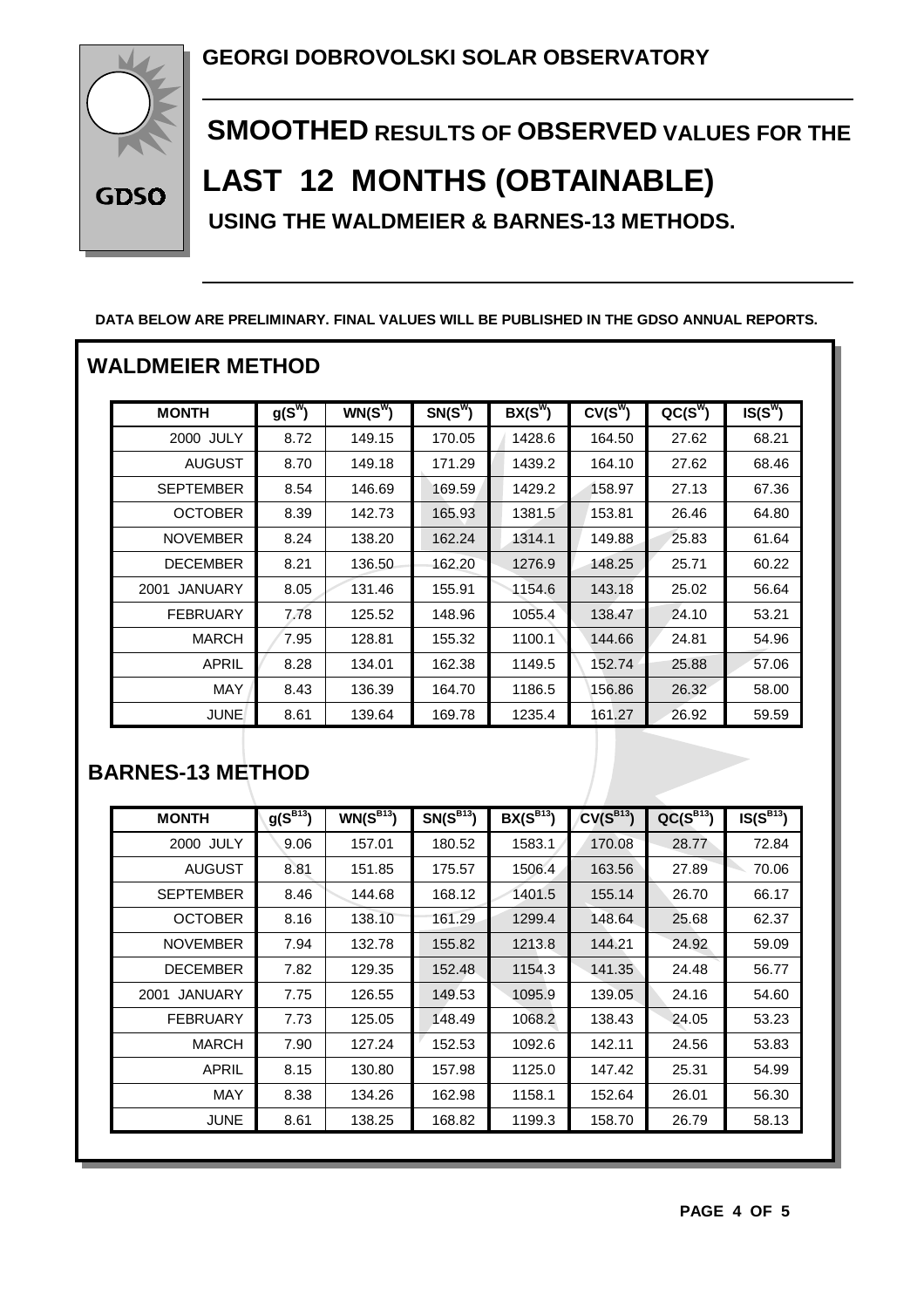# GEORGI DOBROVOLSKI SOLAR OBSERVATORY

GDSO

## SMOOTHED RESULTS OF OBSERVED VALUES FOR THE LAST 12 MONTHS (OBTAINABLE)

### USING THE WALDMEIER & BARNES-13 METHODS.

**DATA BELOW ARE PRELIMINARY. FINAL VALUES WILL BE PUBLISHED IN THE GDSO ANNUAL REPORTS.**

## WALDMEIER METHOD

| MONTH | $g(S^W)$ | $WN(S^W)$ | $SN(S^W)$ | $BX(S^W)$ | $CV(S^W)$ | $QC(S^W)$ | $IS(S^W)$ |
|---|---|---|---|---|---|---|---|
| 2000 JULY | 8.72 | 149.15 | 170.05 | 1428.6 | 164.50 | 27.62 | 68.21 |
| AUGUST | 8.70 | 149.18 | 171.29 | 1439.2 | 164.10 | 27.62 | 68.46 |
| SEPTEMBER | 8.54 | 146.69 | 169.59 | 1429.2 | 158.97 | 27.13 | 67.36 |
| OCTOBER | 8.39 | 142.73 | 165.93 | 1381.5 | 153.81 | 26.46 | 64.80 |
| NOVEMBER | 8.24 | 138.20 | 162.24 | 1314.1 | 149.88 | 25.83 | 61.64 |
| DECEMBER | 8.21 | 136.50 | 162.20 | 1276.9 | 148.25 | 25.71 | 60.22 |
| 2001 JANUARY | 8.05 | 131.46 | 155.91 | 1154.6 | 143.18 | 25.02 | 56.64 |
| FEBRUARY | 7.78 | 125.52 | 148.96 | 1055.4 | 138.47 | 24.10 | 53.21 |
| MARCH | 7.95 | 128.81 | 155.32 | 1100.1 | 144.66 | 24.81 | 54.96 |
| APRIL | 8.28 | 134.01 | 162.38 | 1149.5 | 152.74 | 25.88 | 57.06 |
| MAY | 8.43 | 136.39 | 164.70 | 1186.5 | 156.86 | 26.32 | 58.00 |
| JUNE | 8.61 | 139.64 | 169.78 | 1235.4 | 161.27 | 26.92 | 59.59 |

## BARNES-13 METHOD

| MONTH | $g(S^{B13})$ | $WN(S^{B13})$ | $SN(S^{B13})$ | $BX(S^{B13})$ | $CV(S^{B13})$ | $QC(S^{B13})$ | $IS(S^{B13})$ |
|---|---|---|---|---|---|---|---|
| 2000 JULY | 9.06 | 157.01 | 180.52 | 1583.1 | 170.08 | 28.77 | 72.84 |
| AUGUST | 8.81 | 151.85 | 175.57 | 1506.4 | 163.56 | 27.89 | 70.06 |
| SEPTEMBER | 8.46 | 144.68 | 168.12 | 1401.5 | 155.14 | 26.70 | 66.17 |
| OCTOBER | 8.16 | 138.10 | 161.29 | 1299.4 | 148.64 | 25.68 | 62.37 |
| NOVEMBER | 7.94 | 132.78 | 155.82 | 1213.8 | 144.21 | 24.92 | 59.09 |
| DECEMBER | 7.82 | 129.35 | 152.48 | 1154.3 | 141.35 | 24.48 | 56.77 |
| 2001 JANUARY | 7.75 | 126.55 | 149.53 | 1095.9 | 139.05 | 24.16 | 54.60 |
| FEBRUARY | 7.73 | 125.05 | 148.49 | 1068.2 | 138.43 | 24.05 | 53.23 |
| MARCH | 7.90 | 127.24 | 152.53 | 1092.6 | 142.11 | 24.56 | 53.83 |
| APRIL | 8.15 | 130.80 | 157.98 | 1125.0 | 147.42 | 25.31 | 54.99 |
| MAY | 8.38 | 134.26 | 162.98 | 1158.1 | 152.64 | 26.01 | 56.30 |
| JUNE | 8.61 | 138.25 | 168.82 | 1199.3 | 158.70 | 26.79 | 58.13 |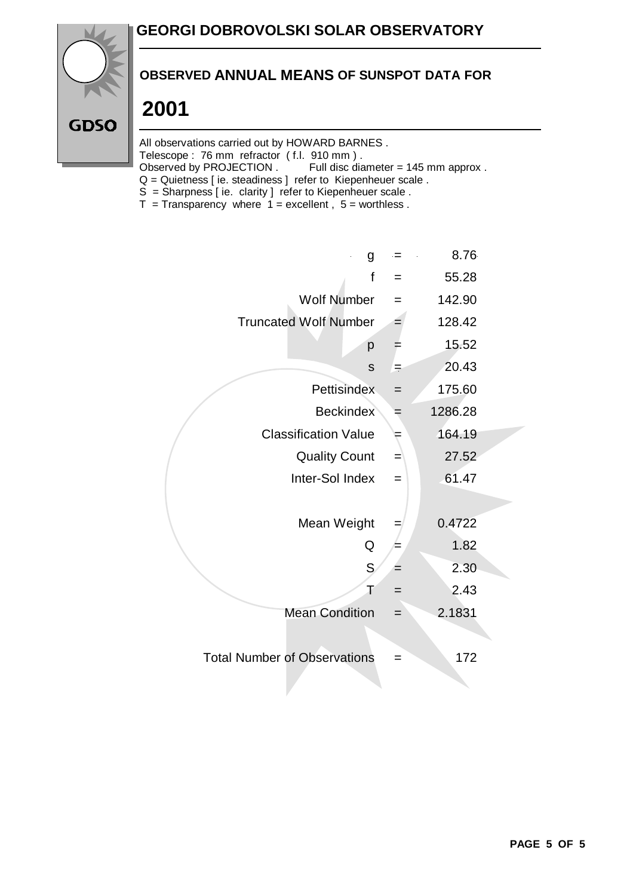# GEORGI DOBROVOLSKI SOLAR OBSERVATORY

GDSO

## OBSERVED ANNUAL MEANS OF SUNSPOT DATA FOR

# 2001

All observations carried out by HOWARD BARNES .
Telescope : 76 mm refractor ( f.l. 910 mm ) .
Observed by PROJECTION . Full disc diameter = 145 mm approx .
Q = Quietness [ ie. steadiness ] refer to Kiepenheuer scale .
S = Sharpness [ ie. clarity ] refer to Kiepenheuer scale .
T = Transparency where 1 = excellent , 5 = worthless .

| | | |
|---|---|---|
| g | = | 8.76 |
| f | = | 55.28 |
| Wolf Number | = | 142.90 |
| Truncated Wolf Number | = | 128.42 |
| p | = | 15.52 |
| s | = | 20.43 |
| Pettisindex | = | 175.60 |
| Beckindex | = | 1286.28 |
| Classification Value | = | 164.19 |
| Quality Count | = | 27.52 |
| Inter-Sol Index | = | 61.47 |
| | | |
| Mean Weight | = | 0.4722 |
| Q | = | 1.82 |
| S | = | 2.30 |
| T | = | 2.43 |
| Mean Condition | = | 2.1831 |
| | | |
| Total Number of Observations | = | 172 |